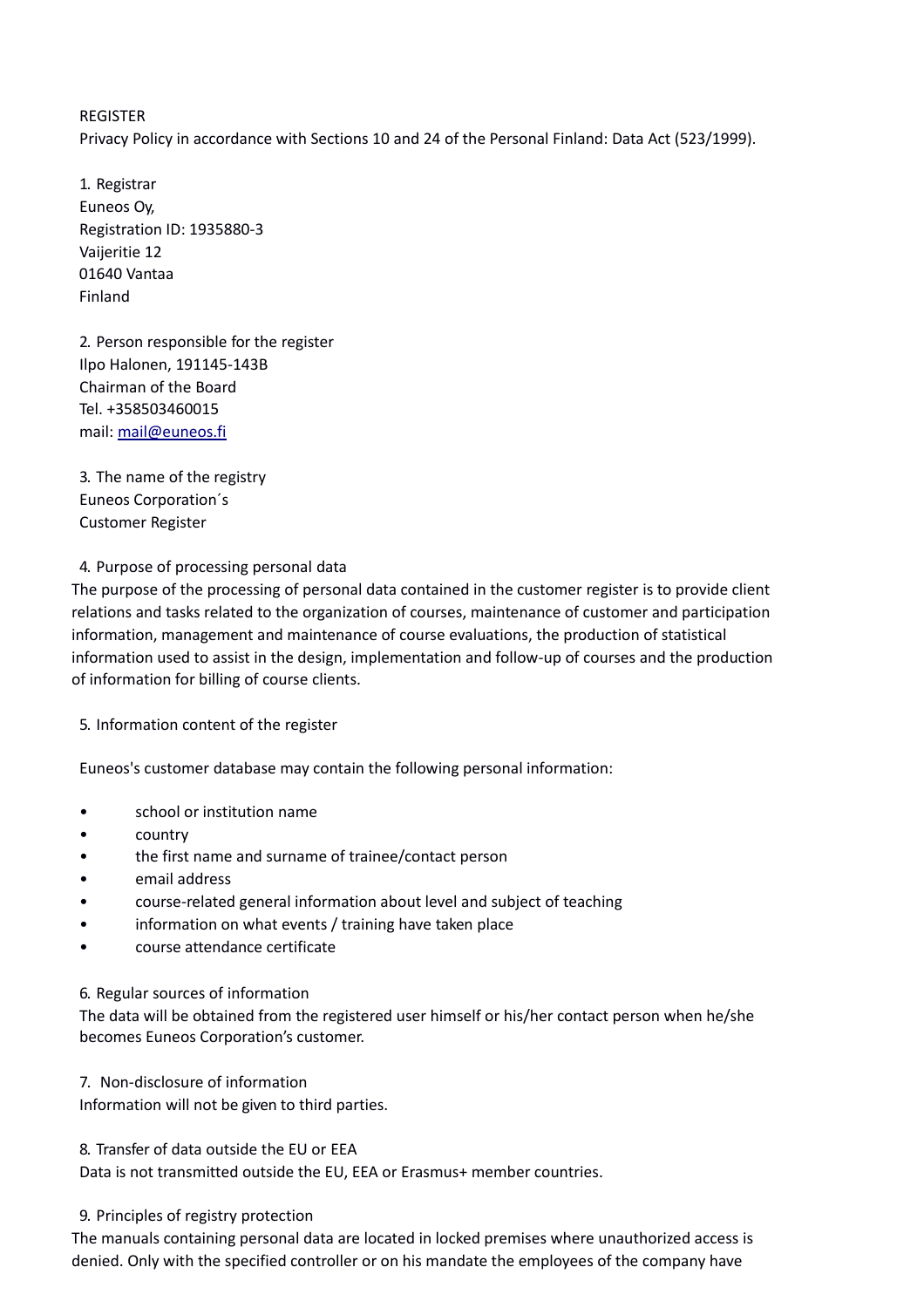REGISTER

Privacy Policy in accordance with Sections 10 and 24 of the Personal Finland: Data Act (523/1999).

1. Registrar

Euneos Oy,
Registration ID: 1935880-3
Vaijeritie 12
01640 Vantaa
Finland

2. Person responsible for the register

Ilpo Halonen, 191145-143B
Chairman of the Board
Tel. +358503460015
mail: mail@euneos.fi

3. The name of the registry

Euneos Corporation´s
Customer Register

4. Purpose of processing personal data

The purpose of the processing of personal data contained in the customer register is to provide client relations and tasks related to the organization of courses, maintenance of customer and participation information, management and maintenance of course evaluations, the production of statistical information used to assist in the design, implementation and follow-up of courses and the production of information for billing of course clients.

5. Information content of the register

Euneos's customer database may contain the following personal information:

- school or institution name
- country
- the first name and surname of trainee/contact person
- email address
- course-related general information about level and subject of teaching
- information on what events / training have taken place
- course attendance certificate

6. Regular sources of information

The data will be obtained from the registered user himself or his/her contact person when he/she becomes Euneos Corporation's customer.

7. Non-disclosure of information

Information will not be given to third parties.

8. Transfer of data outside the EU or EEA

Data is not transmitted outside the EU, EEA or Erasmus+ member countries.

9. Principles of registry protection

The manuals containing personal data are located in locked premises where unauthorized access is denied. Only with the specified controller or on his mandate the employees of the company have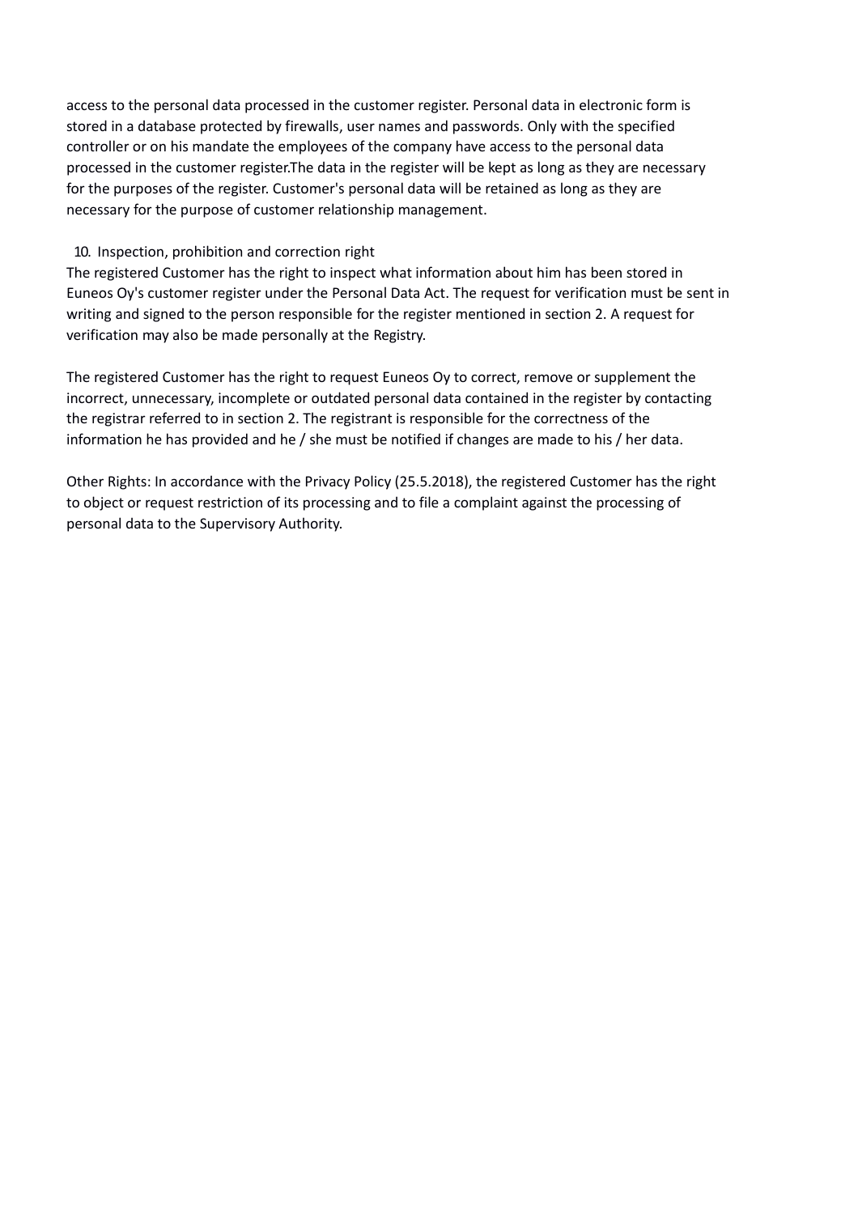access to the personal data processed in the customer register. Personal data in electronic form is stored in a database protected by firewalls, user names and passwords. Only with the specified controller or on his mandate the employees of the company have access to the personal data processed in the customer register.The data in the register will be kept as long as they are necessary for the purposes of the register. Customer's personal data will be retained as long as they are necessary for the purpose of customer relationship management.

10. Inspection, prohibition and correction right

The registered Customer has the right to inspect what information about him has been stored in Euneos Oy's customer register under the Personal Data Act. The request for verification must be sent in writing and signed to the person responsible for the register mentioned in section 2. A request for verification may also be made personally at the Registry.

The registered Customer has the right to request Euneos Oy to correct, remove or supplement the incorrect, unnecessary, incomplete or outdated personal data contained in the register by contacting the registrar referred to in section 2. The registrant is responsible for the correctness of the information he has provided and he / she must be notified if changes are made to his / her data.

Other Rights: In accordance with the Privacy Policy (25.5.2018), the registered Customer has the right to object or request restriction of its processing and to file a complaint against the processing of personal data to the Supervisory Authority.